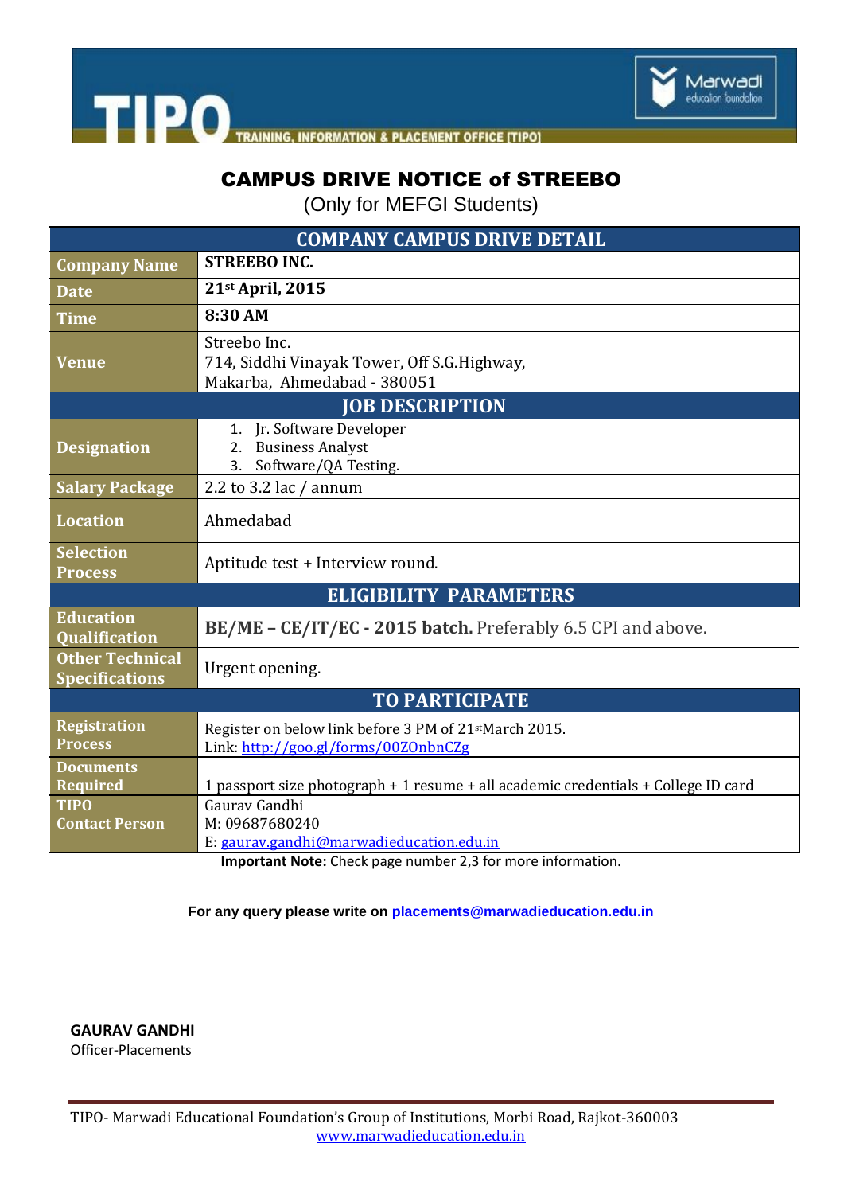TIPO — TRAINING, INFORMATION & PLACEMENT OFFICE [TIPO]

Marwadi education foundation

# CAMPUS DRIVE NOTICE of STREEBO

(Only for MEFGI Students)

| COMPANY CAMPUS DRIVE DETAIL | |
|---|---|
| **Company Name** | **STREEBO INC.** |
| **Date** | **21st April, 2015** |
| **Time** | **8:30 AM** |
| **Venue** | Streebo Inc.<br>714, Siddhi Vinayak Tower, Off S.G.Highway,<br>Makarba, Ahmedabad - 380051 |
| **JOB DESCRIPTION** | |
| **Designation** | 1. Jr. Software Developer<br>2. Business Analyst<br>3. Software/QA Testing. |
| **Salary Package** | 2.2 to 3.2 lac / annum |
| **Location** | Ahmedabad |
| **Selection Process** | Aptitude test + Interview round. |
| **ELIGIBILITY PARAMETERS** | |
| **Education Qualification** | **BE/ME – CE/IT/EC - 2015 batch.** Preferably 6.5 CPI and above. |
| **Other Technical Specifications** | Urgent opening. |
| **TO PARTICIPATE** | |
| **Registration Process** | Register on below link before 3 PM of 21st March 2015.<br>Link: http://goo.gl/forms/00ZOnbnCZg |
| **Documents Required** | 1 passport size photograph + 1 resume + all academic credentials + College ID card |
| **TIPO Contact Person** | Gaurav Gandhi<br>M: 09687680240<br>E: gaurav.gandhi@marwadieducation.edu.in |

**Important Note:** Check page number 2,3 for more information.

**For any query please write on placements@marwadieducation.edu.in**

**GAURAV GANDHI**
Officer-Placements

TIPO- Marwadi Educational Foundation's Group of Institutions, Morbi Road, Rajkot-360003
www.marwadieducation.edu.in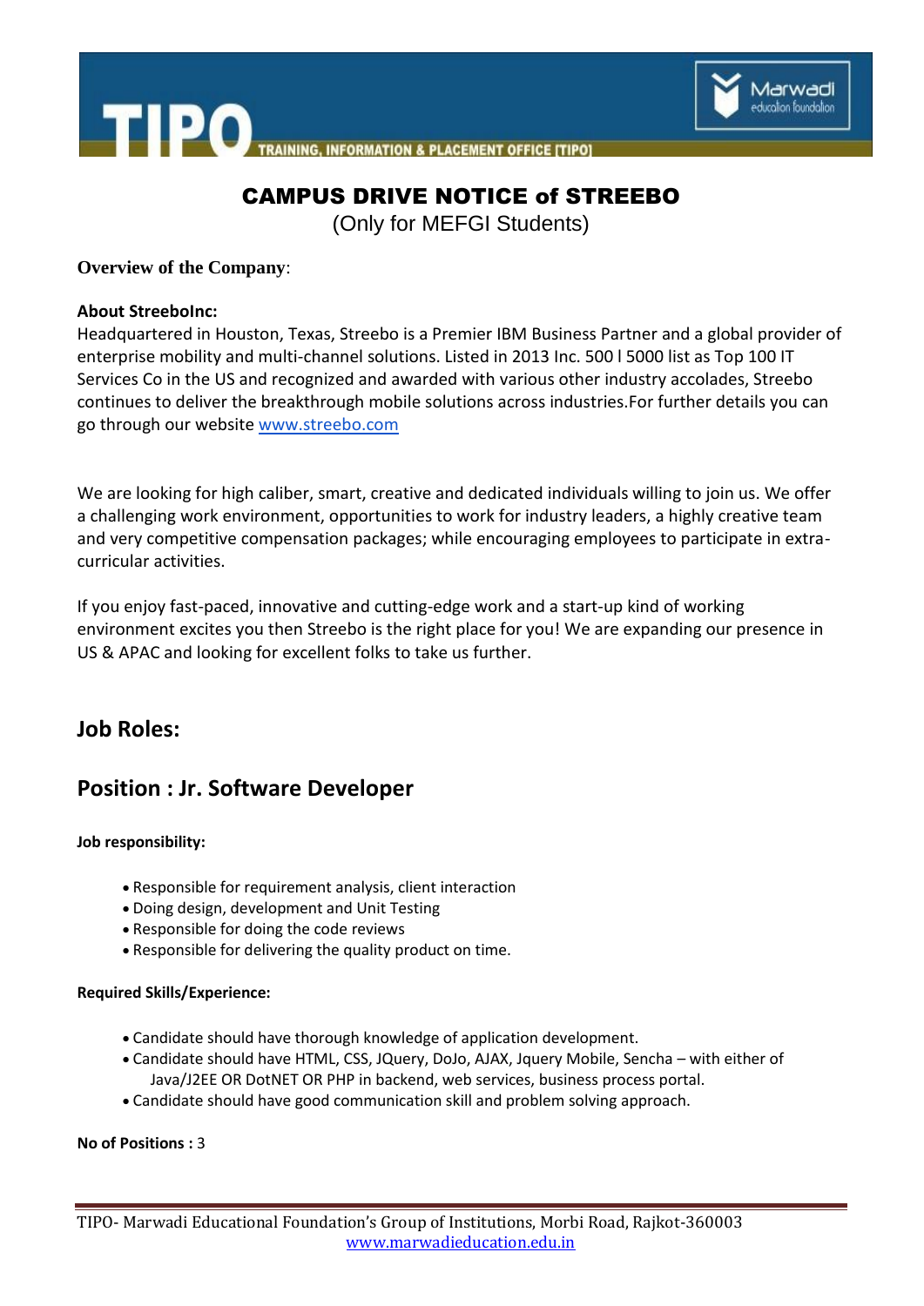# CAMPUS DRIVE NOTICE of STREEBO

(Only for MEFGI Students)

**Overview of the Company**:

**About StreeboInc:**

Headquartered in Houston, Texas, Streebo is a Premier IBM Business Partner and a global provider of enterprise mobility and multi-channel solutions. Listed in 2013 Inc. 500 l 5000 list as Top 100 IT Services Co in the US and recognized and awarded with various other industry accolades, Streebo continues to deliver the breakthrough mobile solutions across industries.For further details you can go through our website [www.streebo.com](http://www.streebo.com)

We are looking for high caliber, smart, creative and dedicated individuals willing to join us. We offer a challenging work environment, opportunities to work for industry leaders, a highly creative team and very competitive compensation packages; while encouraging employees to participate in extra-curricular activities.

If you enjoy fast-paced, innovative and cutting-edge work and a start-up kind of working environment excites you then Streebo is the right place for you! We are expanding our presence in US & APAC and looking for excellent folks to take us further.

## Job Roles:

## Position : Jr. Software Developer

**Job responsibility:**

- Responsible for requirement analysis, client interaction
- Doing design, development and Unit Testing
- Responsible for doing the code reviews
- Responsible for delivering the quality product on time.

**Required Skills/Experience:**

- Candidate should have thorough knowledge of application development.
- Candidate should have HTML, CSS, JQuery, DoJo, AJAX, Jquery Mobile, Sencha – with either of Java/J2EE OR DotNET OR PHP in backend, web services, business process portal.
- Candidate should have good communication skill and problem solving approach.

**No of Positions :** 3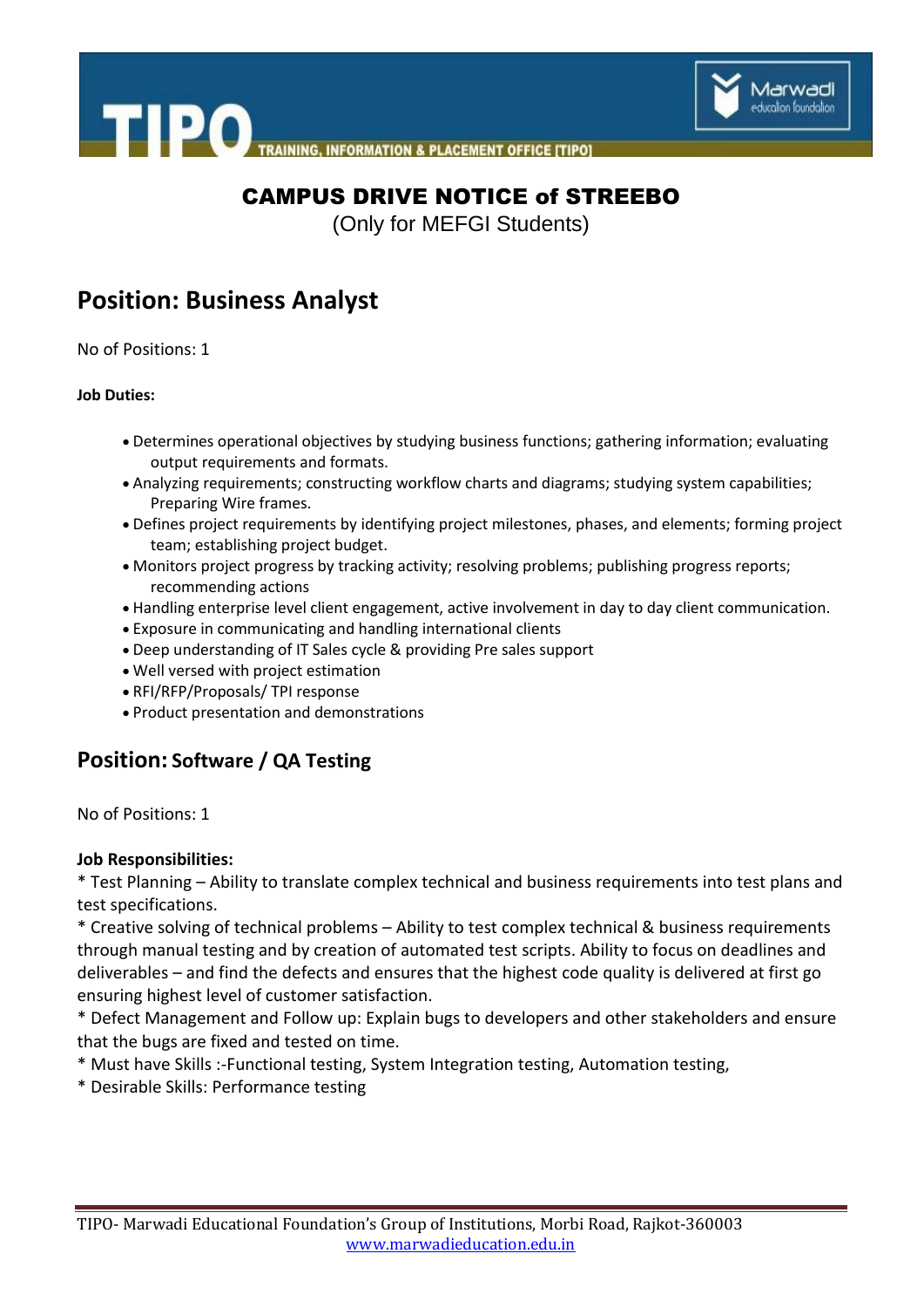# CAMPUS DRIVE NOTICE of STREEBO

(Only for MEFGI Students)

## Position: Business Analyst

No of Positions: 1

**Job Duties:**

- Determines operational objectives by studying business functions; gathering information; evaluating output requirements and formats.
- Analyzing requirements; constructing workflow charts and diagrams; studying system capabilities; Preparing Wire frames.
- Defines project requirements by identifying project milestones, phases, and elements; forming project team; establishing project budget.
- Monitors project progress by tracking activity; resolving problems; publishing progress reports; recommending actions
- Handling enterprise level client engagement, active involvement in day to day client communication.
- Exposure in communicating and handling international clients
- Deep understanding of IT Sales cycle & providing Pre sales support
- Well versed with project estimation
- RFI/RFP/Proposals/ TPI response
- Product presentation and demonstrations

## Position: Software / QA Testing

No of Positions: 1

**Job Responsibilities:**

* Test Planning – Ability to translate complex technical and business requirements into test plans and test specifications.
* Creative solving of technical problems – Ability to test complex technical & business requirements through manual testing and by creation of automated test scripts. Ability to focus on deadlines and deliverables – and find the defects and ensures that the highest code quality is delivered at first go ensuring highest level of customer satisfaction.
* Defect Management and Follow up: Explain bugs to developers and other stakeholders and ensure that the bugs are fixed and tested on time.
* Must have Skills :-Functional testing, System Integration testing, Automation testing,
* Desirable Skills: Performance testing